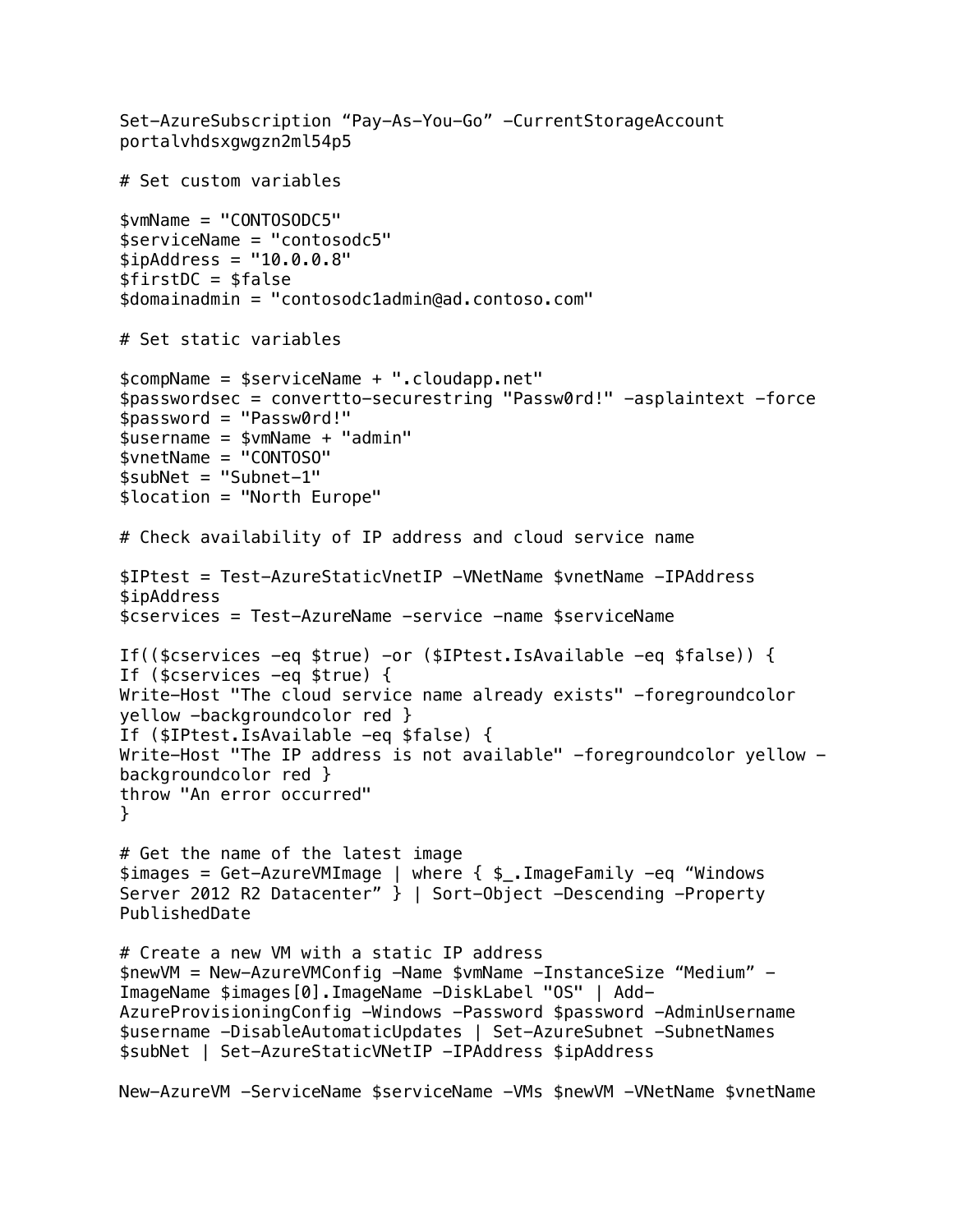```
Set-AzureSubscription "Pay-As-You-Go" -CurrentStorageAccount
portalvhdsxgwgzn2ml54p5

# Set custom variables

$vmName = "CONTOSODC5"
$serviceName = "contosodc5"
$ipAddress = "10.0.0.8"
$firstDC = $false
$domainadmin = "contosodc1admin@ad.contoso.com"

# Set static variables

$compName = $serviceName + ".cloudapp.net"
$passwordsec = convertto-securestring "Passw0rd!" -asplaintext -force
$password = "Passw0rd!"
$username = $vmName + "admin"
$vnetName = "CONTOSO"
$subNet = "Subnet-1"
$location = "North Europe"

# Check availability of IP address and cloud service name

$IPtest = Test-AzureStaticVnetIP -VNetName $vnetName -IPAddress
$ipAddress
$cservices = Test-AzureName -service -name $serviceName

If(($cservices -eq $true) -or ($IPtest.IsAvailable -eq $false)) {
If ($cservices -eq $true) {
Write-Host "The cloud service name already exists" -foregroundcolor
yellow -backgroundcolor red }
If ($IPtest.IsAvailable -eq $false) {
Write-Host "The IP address is not available" -foregroundcolor yellow -
backgroundcolor red }
throw "An error occurred"
}

# Get the name of the latest image
$images = Get-AzureVMImage | where { $_.ImageFamily -eq "Windows
Server 2012 R2 Datacenter" } | Sort-Object -Descending -Property
PublishedDate

# Create a new VM with a static IP address
$newVM = New-AzureVMConfig -Name $vmName -InstanceSize "Medium" -
ImageName $images[0].ImageName -DiskLabel "OS" | Add-
AzureProvisioningConfig -Windows -Password $password -AdminUsername
$username -DisableAutomaticUpdates | Set-AzureSubnet -SubnetNames
$subNet | Set-AzureStaticVNetIP -IPAddress $ipAddress

New-AzureVM -ServiceName $serviceName -VMs $newVM -VNetName $vnetName
```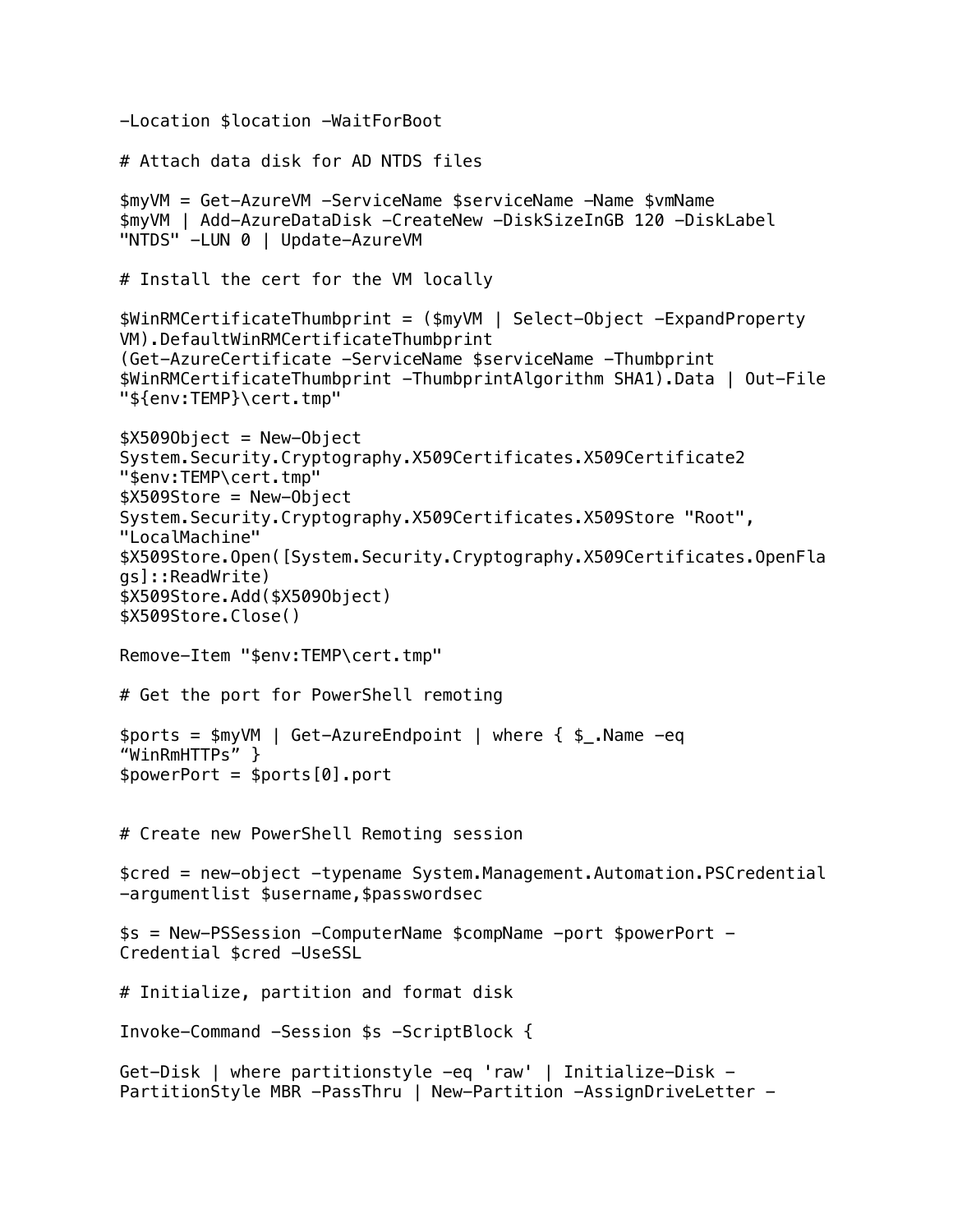```
-Location $location -WaitForBoot

# Attach data disk for AD NTDS files

$myVM = Get-AzureVM -ServiceName $serviceName -Name $vmName
$myVM | Add-AzureDataDisk -CreateNew -DiskSizeInGB 120 -DiskLabel
"NTDS" -LUN 0 | Update-AzureVM

# Install the cert for the VM locally

$WinRMCertificateThumbprint = ($myVM | Select-Object -ExpandProperty
VM).DefaultWinRMCertificateThumbprint
(Get-AzureCertificate -ServiceName $serviceName -Thumbprint
$WinRMCertificateThumbprint -ThumbprintAlgorithm SHA1).Data | Out-File
"${env:TEMP}\cert.tmp"

$X509Object = New-Object
System.Security.Cryptography.X509Certificates.X509Certificate2
"$env:TEMP\cert.tmp"
$X509Store = New-Object
System.Security.Cryptography.X509Certificates.X509Store "Root",
"LocalMachine"
$X509Store.Open([System.Security.Cryptography.X509Certificates.OpenFla
gs]::ReadWrite)
$X509Store.Add($X509Object)
$X509Store.Close()

Remove-Item "$env:TEMP\cert.tmp"

# Get the port for PowerShell remoting

$ports = $myVM | Get-AzureEndpoint | where { $_.Name -eq
"WinRmHTTPs" }
$powerPort = $ports[0].port


# Create new PowerShell Remoting session

$cred = new-object -typename System.Management.Automation.PSCredential
-argumentlist $username,$passwordsec

$s = New-PSSession -ComputerName $compName -port $powerPort -
Credential $cred -UseSSL

# Initialize, partition and format disk

Invoke-Command -Session $s -ScriptBlock {

Get-Disk | where partitionstyle -eq 'raw' | Initialize-Disk -
PartitionStyle MBR -PassThru | New-Partition -AssignDriveLetter -
```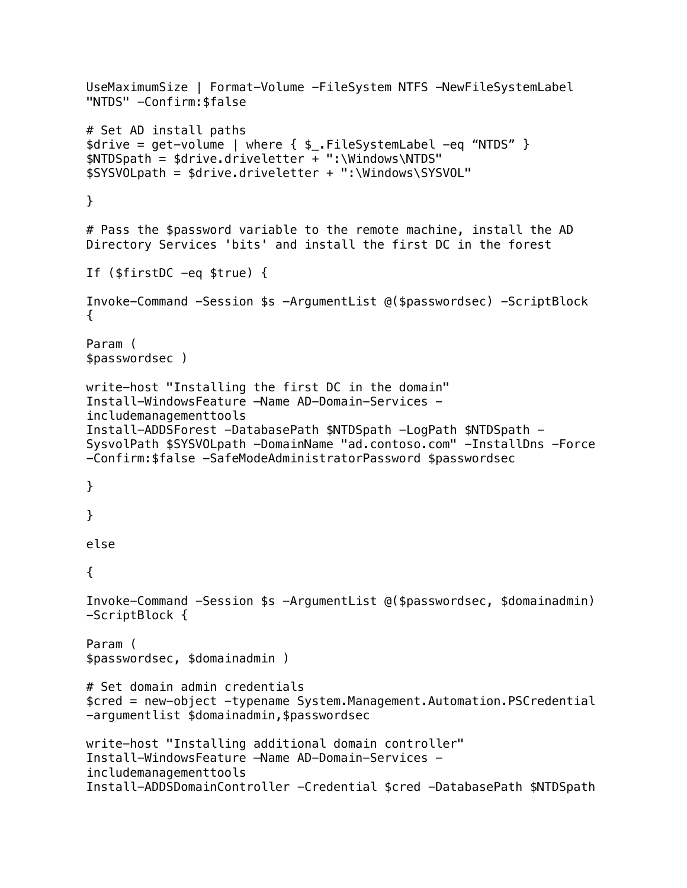```
UseMaximumSize | Format-Volume -FileSystem NTFS -NewFileSystemLabel
"NTDS" -Confirm:$false

# Set AD install paths
$drive = get-volume | where { $_.FileSystemLabel -eq “NTDS” }
$NTDSpath = $drive.driveletter + ":\Windows\NTDS"
$SYSVOLpath = $drive.driveletter + ":\Windows\SYSVOL"

}

# Pass the $password variable to the remote machine, install the AD
Directory Services 'bits' and install the first DC in the forest

If ($firstDC -eq $true) {

Invoke-Command -Session $s -ArgumentList @($passwordsec) -ScriptBlock
{

Param (
$passwordsec )

write-host "Installing the first DC in the domain"
Install-WindowsFeature –Name AD-Domain-Services -
includemanagementtools
Install-ADDSForest -DatabasePath $NTDSpath -LogPath $NTDSpath -
SysvolPath $SYSVOLpath -DomainName "ad.contoso.com" -InstallDns -Force
-Confirm:$false -SafeModeAdministratorPassword $passwordsec

}

}

else

{

Invoke-Command -Session $s -ArgumentList @($passwordsec, $domainadmin)
-ScriptBlock {

Param (
$passwordsec, $domainadmin )

# Set domain admin credentials
$cred = new-object -typename System.Management.Automation.PSCredential
-argumentlist $domainadmin,$passwordsec

write-host "Installing additional domain controller"
Install-WindowsFeature –Name AD-Domain-Services -
includemanagementtools
Install-ADDSDomainController -Credential $cred -DatabasePath $NTDSpath
```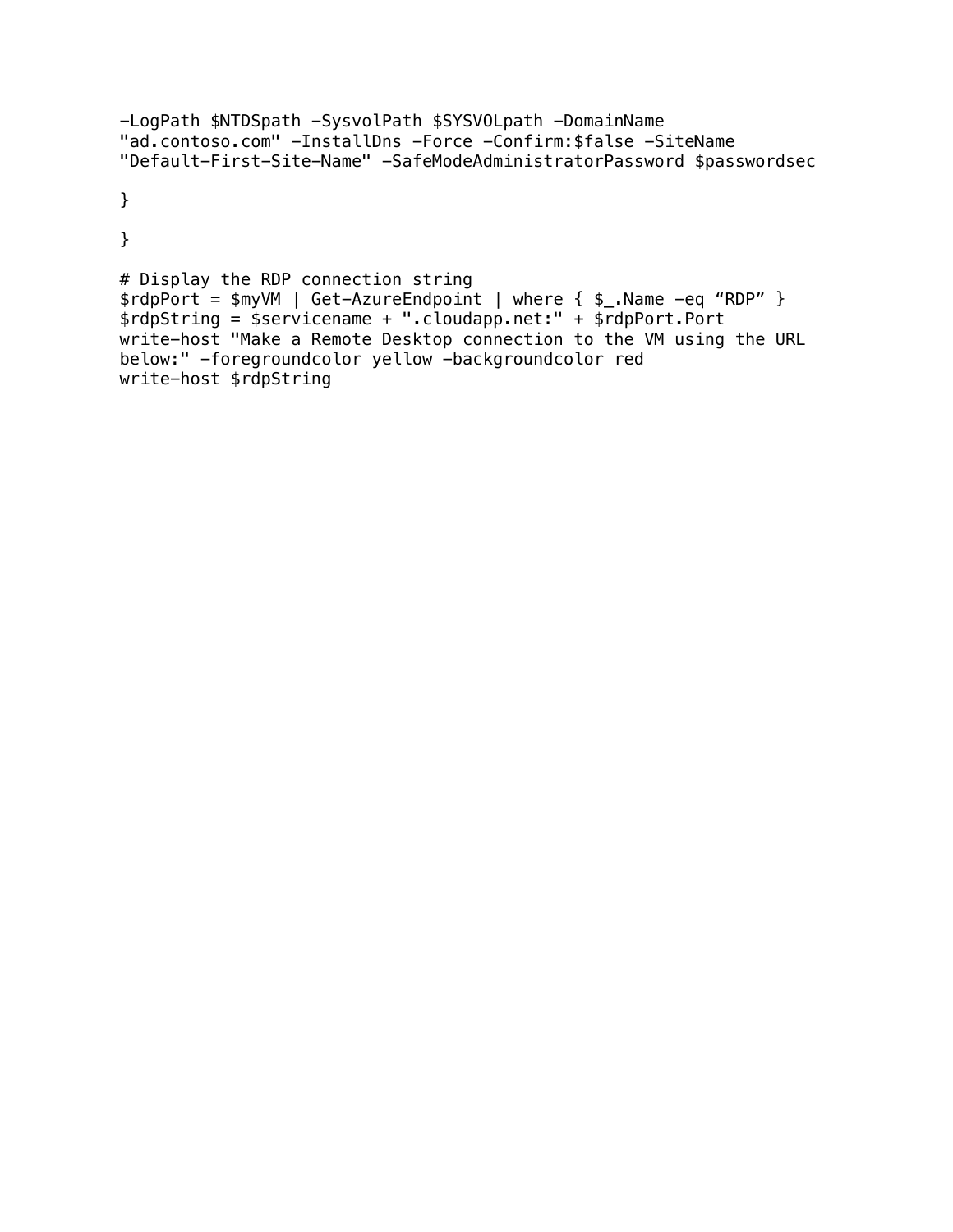```
-LogPath $NTDSpath -SysvolPath $SYSVOLpath -DomainName
"ad.contoso.com" -InstallDns -Force -Confirm:$false -SiteName
"Default-First-Site-Name" -SafeModeAdministratorPassword $passwordsec

}

}

# Display the RDP connection string
$rdpPort = $myVM | Get-AzureEndpoint | where { $_.Name -eq “RDP” }
$rdpString = $servicename + ".cloudapp.net:" + $rdpPort.Port
write-host "Make a Remote Desktop connection to the VM using the URL
below:" -foregroundcolor yellow -backgroundcolor red
write-host $rdpString
```